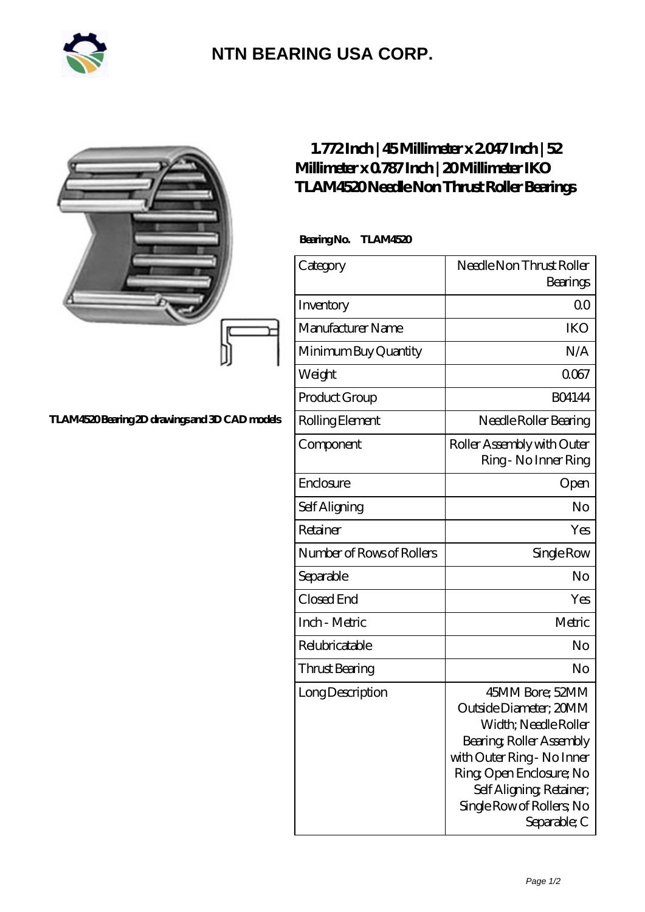# NTN BEARING USA CORP.

TLAM4520 Bearing 2D drawings and 3D CAD models

## 1.772 Inch | 45 Millimeter x 2.047 Inch | 52 Millimeter x 0.787 Inch | 20 Millimeter IKO TLAM4520 Needle Non Thrust Roller Bearings

**Bearing No. TLAM4520**

| Category | Needle Non Thrust Roller Bearings |
|---|---|
| Inventory | 0.0 |
| Manufacturer Name | IKO |
| Minimum Buy Quantity | N/A |
| Weight | 0.067 |
| Product Group | B04144 |
| Rolling Element | Needle Roller Bearing |
| Component | Roller Assembly with Outer Ring - No Inner Ring |
| Enclosure | Open |
| Self Aligning | No |
| Retainer | Yes |
| Number of Rows of Rollers | Single Row |
| Separable | No |
| Closed End | Yes |
| Inch - Metric | Metric |
| Relubricatable | No |
| Thrust Bearing | No |
| Long Description | 45MM Bore; 52MM Outside Diameter; 20MM Width; Needle Roller Bearing; Roller Assembly with Outer Ring - No Inner Ring; Open Enclosure; No Self Aligning; Retainer; Single Row of Rollers; No Separable; C |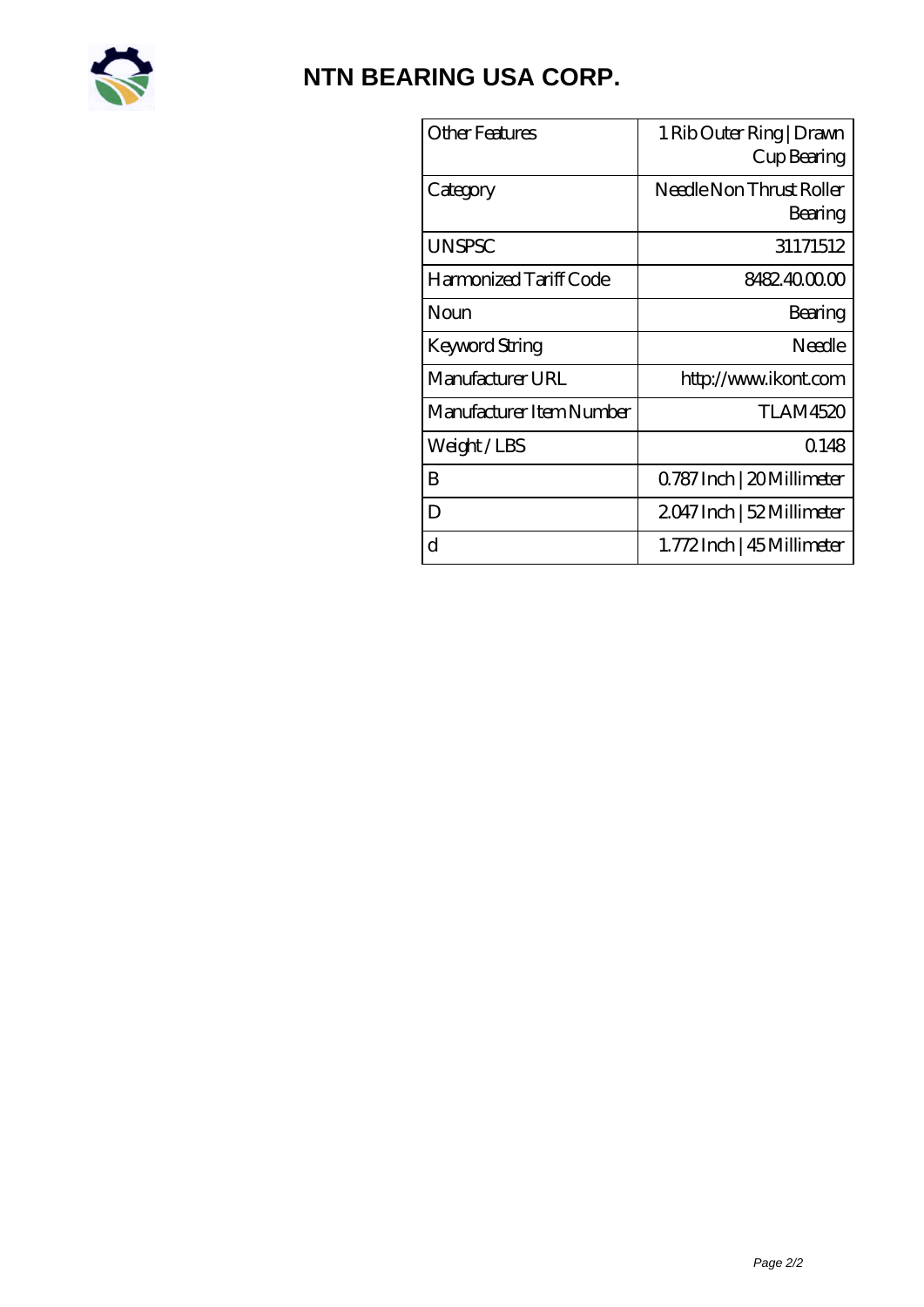# NTN BEARING USA CORP.

| | |
|---|---|
| Other Features | 1 Rib Outer Ring \| Drawn Cup Bearing |
| Category | Needle Non Thrust Roller Bearing |
| UNSPSC | 31171512 |
| Harmonized Tariff Code | 8482.40.00.00 |
| Noun | Bearing |
| Keyword String | Needle |
| Manufacturer URL | http://www.ikont.com |
| Manufacturer Item Number | TLAM4520 |
| Weight / LBS | 0.148 |
| B | 0.787 Inch \| 20 Millimeter |
| D | 2.047 Inch \| 52 Millimeter |
| d | 1.772 Inch \| 45 Millimeter |